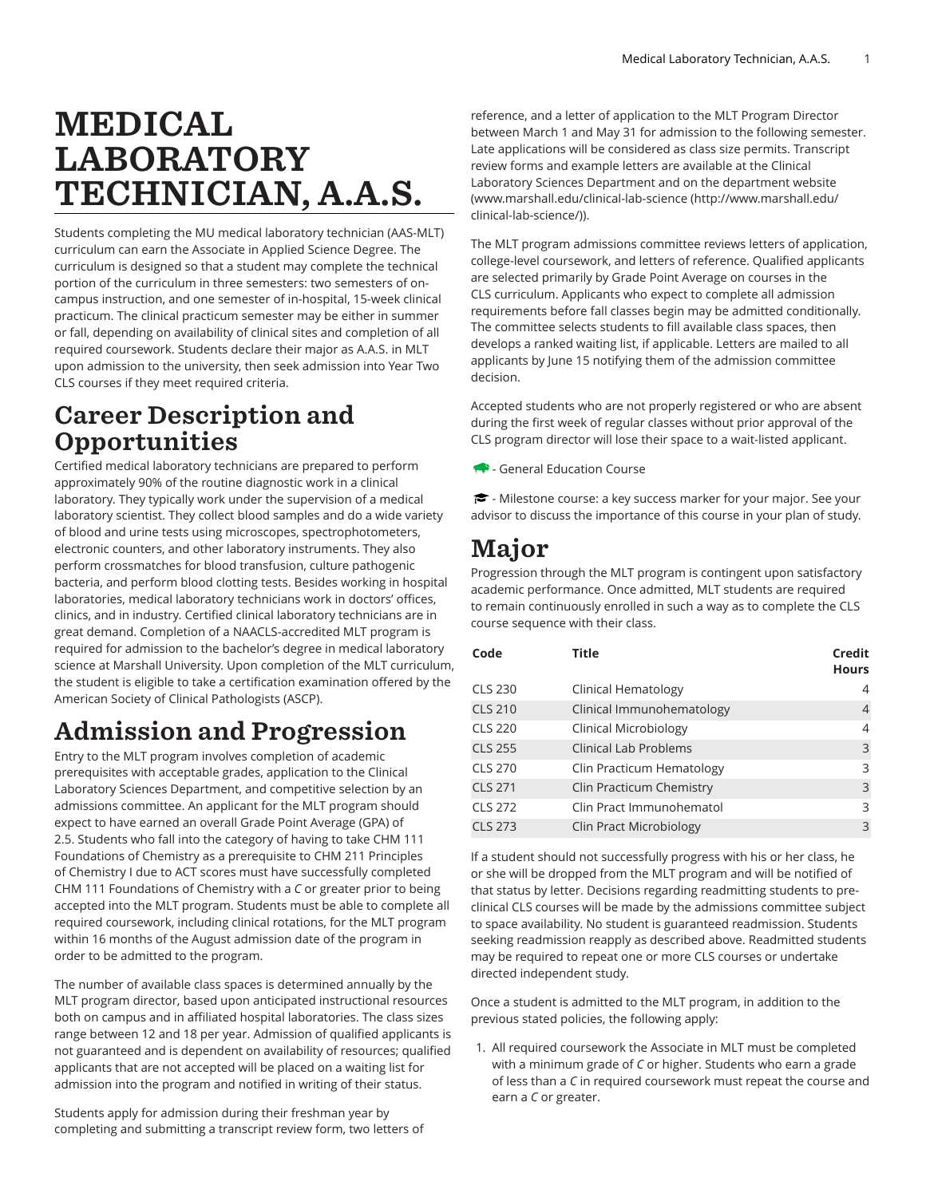# MEDICAL LABORATORY TECHNICIAN, A.A.S.

Students completing the MU medical laboratory technician (AAS-MLT) curriculum can earn the Associate in Applied Science Degree. The curriculum is designed so that a student may complete the technical portion of the curriculum in three semesters: two semesters of on-campus instruction, and one semester of in-hospital, 15-week clinical practicum. The clinical practicum semester may be either in summer or fall, depending on availability of clinical sites and completion of all required coursework. Students declare their major as A.A.S. in MLT upon admission to the university, then seek admission into Year Two CLS courses if they meet required criteria.

## Career Description and Opportunities

Certified medical laboratory technicians are prepared to perform approximately 90% of the routine diagnostic work in a clinical laboratory. They typically work under the supervision of a medical laboratory scientist. They collect blood samples and do a wide variety of blood and urine tests using microscopes, spectrophotometers, electronic counters, and other laboratory instruments. They also perform crossmatches for blood transfusion, culture pathogenic bacteria, and perform blood clotting tests. Besides working in hospital laboratories, medical laboratory technicians work in doctors' offices, clinics, and in industry. Certified clinical laboratory technicians are in great demand. Completion of a NAACLS-accredited MLT program is required for admission to the bachelor's degree in medical laboratory science at Marshall University. Upon completion of the MLT curriculum, the student is eligible to take a certification examination offered by the American Society of Clinical Pathologists (ASCP).

## Admission and Progression

Entry to the MLT program involves completion of academic prerequisites with acceptable grades, application to the Clinical Laboratory Sciences Department, and competitive selection by an admissions committee. An applicant for the MLT program should expect to have earned an overall Grade Point Average (GPA) of 2.5. Students who fall into the category of having to take CHM 111 Foundations of Chemistry as a prerequisite to CHM 211 Principles of Chemistry I due to ACT scores must have successfully completed CHM 111 Foundations of Chemistry with a *C* or greater prior to being accepted into the MLT program. Students must be able to complete all required coursework, including clinical rotations, for the MLT program within 16 months of the August admission date of the program in order to be admitted to the program.

The number of available class spaces is determined annually by the MLT program director, based upon anticipated instructional resources both on campus and in affiliated hospital laboratories. The class sizes range between 12 and 18 per year. Admission of qualified applicants is not guaranteed and is dependent on availability of resources; qualified applicants that are not accepted will be placed on a waiting list for admission into the program and notified in writing of their status.

Students apply for admission during their freshman year by completing and submitting a transcript review form, two letters of reference, and a letter of application to the MLT Program Director between March 1 and May 31 for admission to the following semester. Late applications will be considered as class size permits. Transcript review forms and example letters are available at the Clinical Laboratory Sciences Department and on the department website (www.marshall.edu/clinical-lab-science (http://www.marshall.edu/clinical-lab-science/)).

The MLT program admissions committee reviews letters of application, college-level coursework, and letters of reference. Qualified applicants are selected primarily by Grade Point Average on courses in the CLS curriculum. Applicants who expect to complete all admission requirements before fall classes begin may be admitted conditionally. The committee selects students to fill available class spaces, then develops a ranked waiting list, if applicable. Letters are mailed to all applicants by June 15 notifying them of the admission committee decision.

Accepted students who are not properly registered or who are absent during the first week of regular classes without prior approval of the CLS program director will lose their space to a wait-listed applicant.

- General Education Course

- Milestone course: a key success marker for your major. See your advisor to discuss the importance of this course in your plan of study.

## Major

Progression through the MLT program is contingent upon satisfactory academic performance. Once admitted, MLT students are required to remain continuously enrolled in such a way as to complete the CLS course sequence with their class.

| Code | Title | Credit Hours |
|---|---|---|
| CLS 230 | Clinical Hematology | 4 |
| CLS 210 | Clinical Immunohematology | 4 |
| CLS 220 | Clinical Microbiology | 4 |
| CLS 255 | Clinical Lab Problems | 3 |
| CLS 270 | Clin Practicum Hematology | 3 |
| CLS 271 | Clin Practicum Chemistry | 3 |
| CLS 272 | Clin Pract Immunohematol | 3 |
| CLS 273 | Clin Pract Microbiology | 3 |

If a student should not successfully progress with his or her class, he or she will be dropped from the MLT program and will be notified of that status by letter. Decisions regarding readmitting students to pre-clinical CLS courses will be made by the admissions committee subject to space availability. No student is guaranteed readmission. Students seeking readmission reapply as described above. Readmitted students may be required to repeat one or more CLS courses or undertake directed independent study.

Once a student is admitted to the MLT program, in addition to the previous stated policies, the following apply:

1. All required coursework the Associate in MLT must be completed with a minimum grade of *C* or higher. Students who earn a grade of less than a *C* in required coursework must repeat the course and earn a *C* or greater.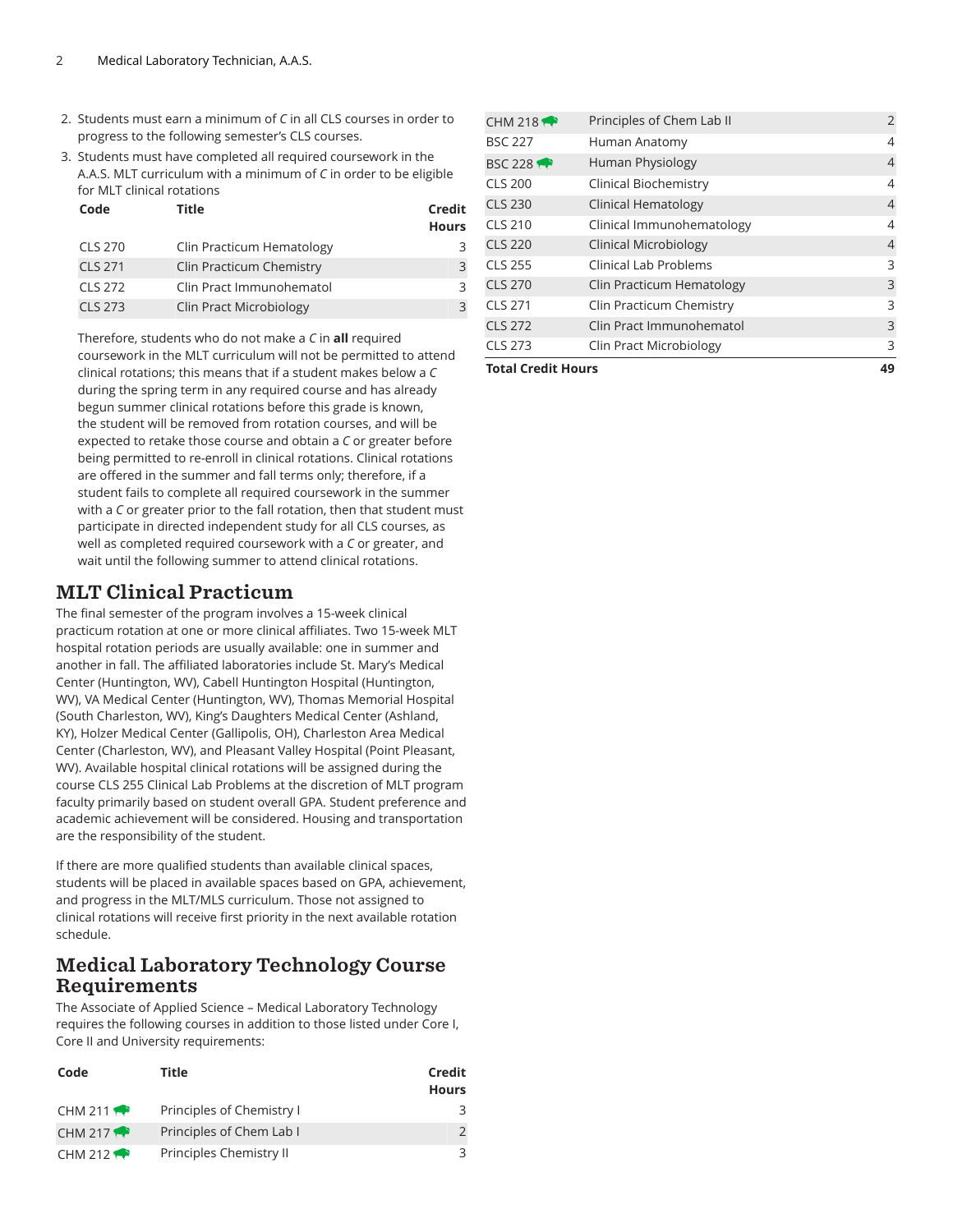2. Students must earn a minimum of *C* in all CLS courses in order to progress to the following semester's CLS courses.
3. Students must have completed all required coursework in the A.A.S. MLT curriculum with a minimum of *C* in order to be eligible for MLT clinical rotations

| Code | Title | Credit Hours |
|---|---|---|
| CLS 270 | Clin Practicum Hematology | 3 |
| CLS 271 | Clin Practicum Chemistry | 3 |
| CLS 272 | Clin Pract Immunohematol | 3 |
| CLS 273 | Clin Pract Microbiology | 3 |

Therefore, students who do not make a *C* in **all** required coursework in the MLT curriculum will not be permitted to attend clinical rotations; this means that if a student makes below a *C* during the spring term in any required course and has already begun summer clinical rotations before this grade is known, the student will be removed from rotation courses, and will be expected to retake those course and obtain a *C* or greater before being permitted to re-enroll in clinical rotations. Clinical rotations are offered in the summer and fall terms only; therefore, if a student fails to complete all required coursework in the summer with a *C* or greater prior to the fall rotation, then that student must participate in directed independent study for all CLS courses, as well as completed required coursework with a *C* or greater, and wait until the following summer to attend clinical rotations.

## MLT Clinical Practicum

The final semester of the program involves a 15-week clinical practicum rotation at one or more clinical affiliates. Two 15-week MLT hospital rotation periods are usually available: one in summer and another in fall. The affiliated laboratories include St. Mary's Medical Center (Huntington, WV), Cabell Huntington Hospital (Huntington, WV), VA Medical Center (Huntington, WV), Thomas Memorial Hospital (South Charleston, WV), King's Daughters Medical Center (Ashland, KY), Holzer Medical Center (Gallipolis, OH), Charleston Area Medical Center (Charleston, WV), and Pleasant Valley Hospital (Point Pleasant, WV). Available hospital clinical rotations will be assigned during the course CLS 255 Clinical Lab Problems at the discretion of MLT program faculty primarily based on student overall GPA. Student preference and academic achievement will be considered. Housing and transportation are the responsibility of the student.

If there are more qualified students than available clinical spaces, students will be placed in available spaces based on GPA, achievement, and progress in the MLT/MLS curriculum. Those not assigned to clinical rotations will receive first priority in the next available rotation schedule.

## Medical Laboratory Technology Course Requirements

The Associate of Applied Science – Medical Laboratory Technology requires the following courses in addition to those listed under Core I, Core II and University requirements:

| Code | Title | Credit Hours |
|---|---|---|
| CHM 211 | Principles of Chemistry I | 3 |
| CHM 217 | Principles of Chem Lab I | 2 |
| CHM 212 | Principles Chemistry II | 3 |
| CHM 218 | Principles of Chem Lab II | 2 |
| BSC 227 | Human Anatomy | 4 |
| BSC 228 | Human Physiology | 4 |
| CLS 200 | Clinical Biochemistry | 4 |
| CLS 230 | Clinical Hematology | 4 |
| CLS 210 | Clinical Immunohematology | 4 |
| CLS 220 | Clinical Microbiology | 4 |
| CLS 255 | Clinical Lab Problems | 3 |
| CLS 270 | Clin Practicum Hematology | 3 |
| CLS 271 | Clin Practicum Chemistry | 3 |
| CLS 272 | Clin Pract Immunohematol | 3 |
| CLS 273 | Clin Pract Microbiology | 3 |
| **Total Credit Hours** | | **49** |